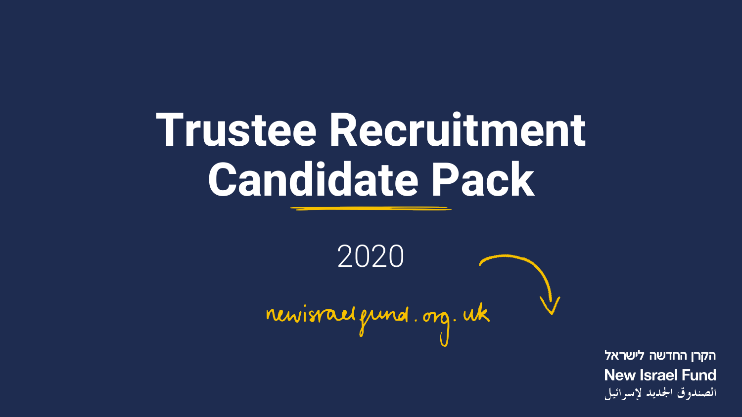# Trustee Recruitment Candidate Pack

2020

newisraelfund.org.uk

הקרן החדשה לישראל

New Israel Fund

الصندوق الجديد لإسرائيل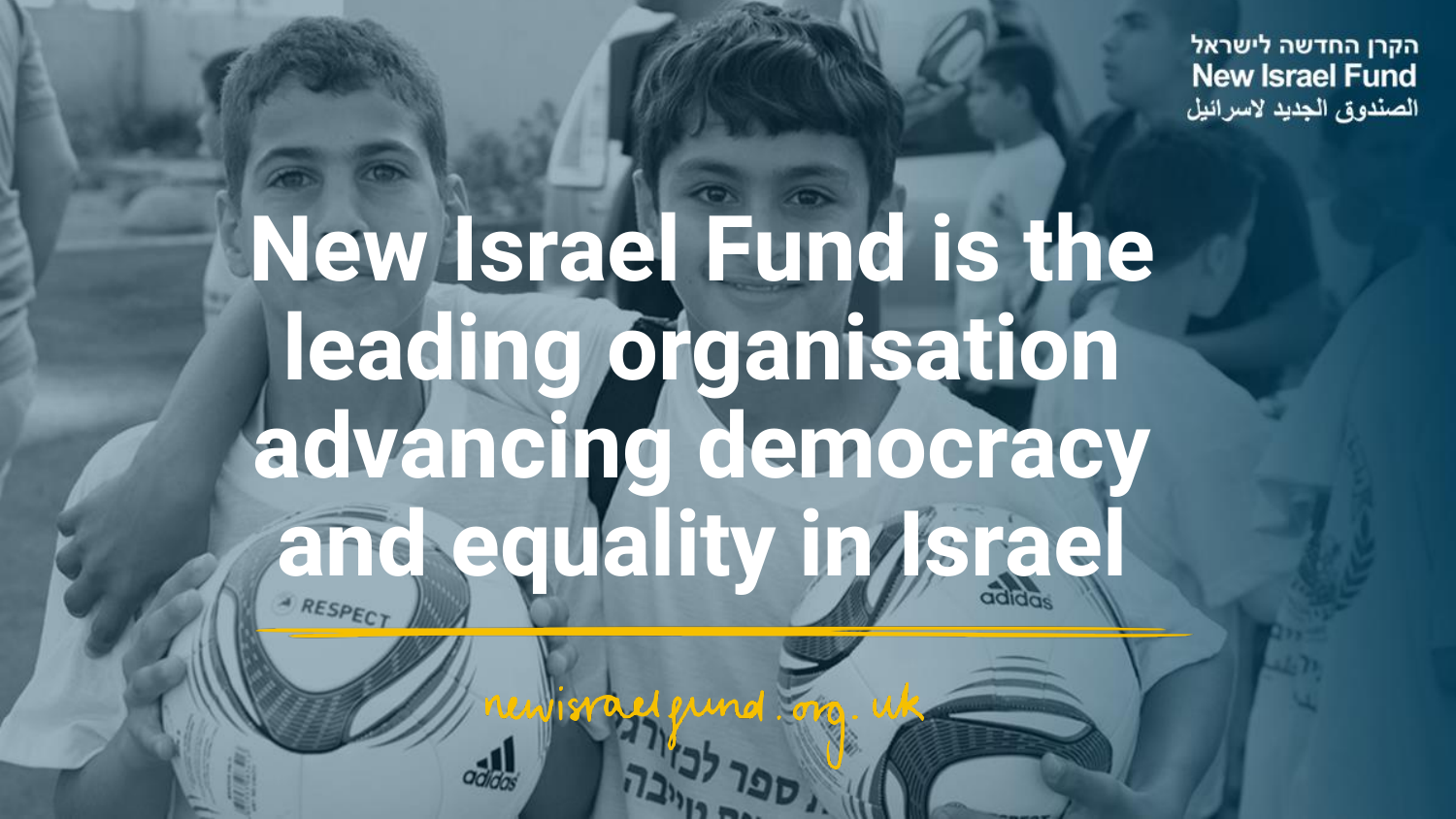הקרן החדשה לישראל
New Israel Fund
الصندوق الجديد لاسرائيل

# New Israel Fund is the leading organisation advancing democracy and equality in Israel

newisraelfund.org.uk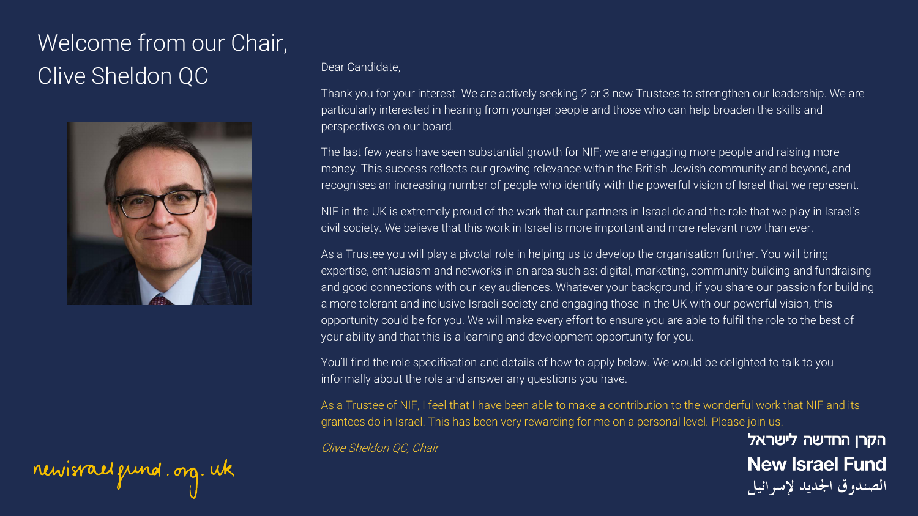# Welcome from our Chair, Clive Sheldon QC

Dear Candidate,

Thank you for your interest. We are actively seeking 2 or 3 new Trustees to strengthen our leadership. We are particularly interested in hearing from younger people and those who can help broaden the skills and perspectives on our board.

The last few years have seen substantial growth for NIF; we are engaging more people and raising more money. This success reflects our growing relevance within the British Jewish community and beyond, and recognises an increasing number of people who identify with the powerful vision of Israel that we represent.

NIF in the UK is extremely proud of the work that our partners in Israel do and the role that we play in Israel's civil society. We believe that this work in Israel is more important and more relevant now than ever.

As a Trustee you will play a pivotal role in helping us to develop the organisation further. You will bring expertise, enthusiasm and networks in an area such as: digital, marketing, community building and fundraising and good connections with our key audiences. Whatever your background, if you share our passion for building a more tolerant and inclusive Israeli society and engaging those in the UK with our powerful vision, this opportunity could be for you. We will make every effort to ensure you are able to fulfil the role to the best of your ability and that this is a learning and development opportunity for you.

You'll find the role specification and details of how to apply below. We would be delighted to talk to you informally about the role and answer any questions you have.

As a Trustee of NIF, I feel that I have been able to make a contribution to the wonderful work that NIF and its grantees do in Israel. This has been very rewarding for me on a personal level. Please join us.

*Clive Sheldon QC, Chair*

newisraelfund.org.uk

הקרן החדשה לישראל
**New Israel Fund**
الصندوق الجديد لإسرائيل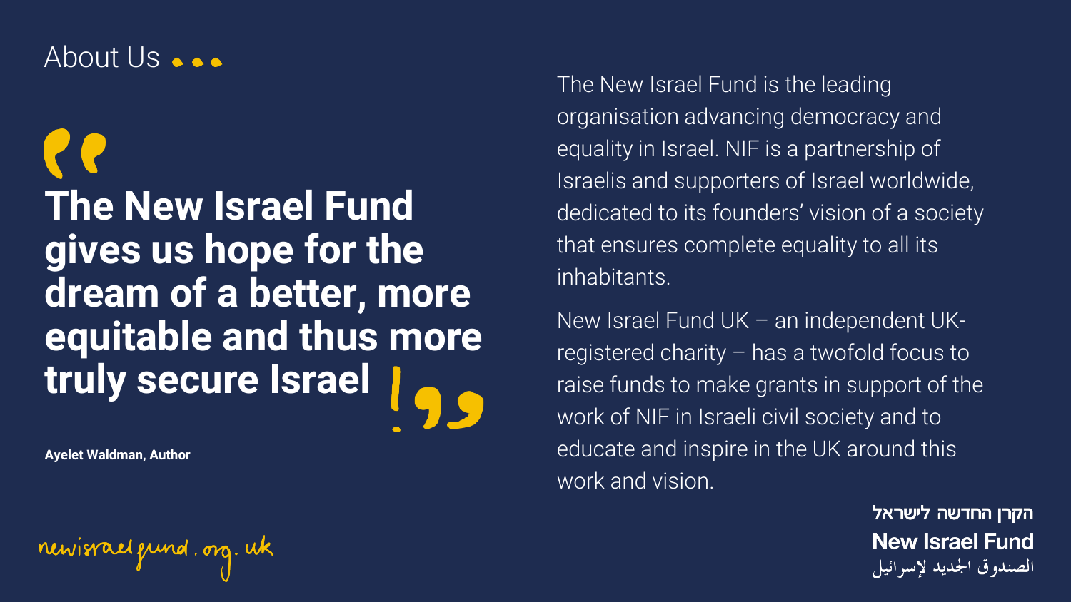## About Us

> **The New Israel Fund gives us hope for the dream of a better, more equitable and thus more truly secure Israel!**

**Ayelet Waldman, Author**

The New Israel Fund is the leading organisation advancing democracy and equality in Israel. NIF is a partnership of Israelis and supporters of Israel worldwide, dedicated to its founders' vision of a society that ensures complete equality to all its inhabitants.

New Israel Fund UK – an independent UK-registered charity – has a twofold focus to raise funds to make grants in support of the work of NIF in Israeli civil society and to educate and inspire in the UK around this work and vision.

newisraelfund.org.uk

הקרן החדשה לישראל
**New Israel Fund**
الصندوق الجديد لإسرائيل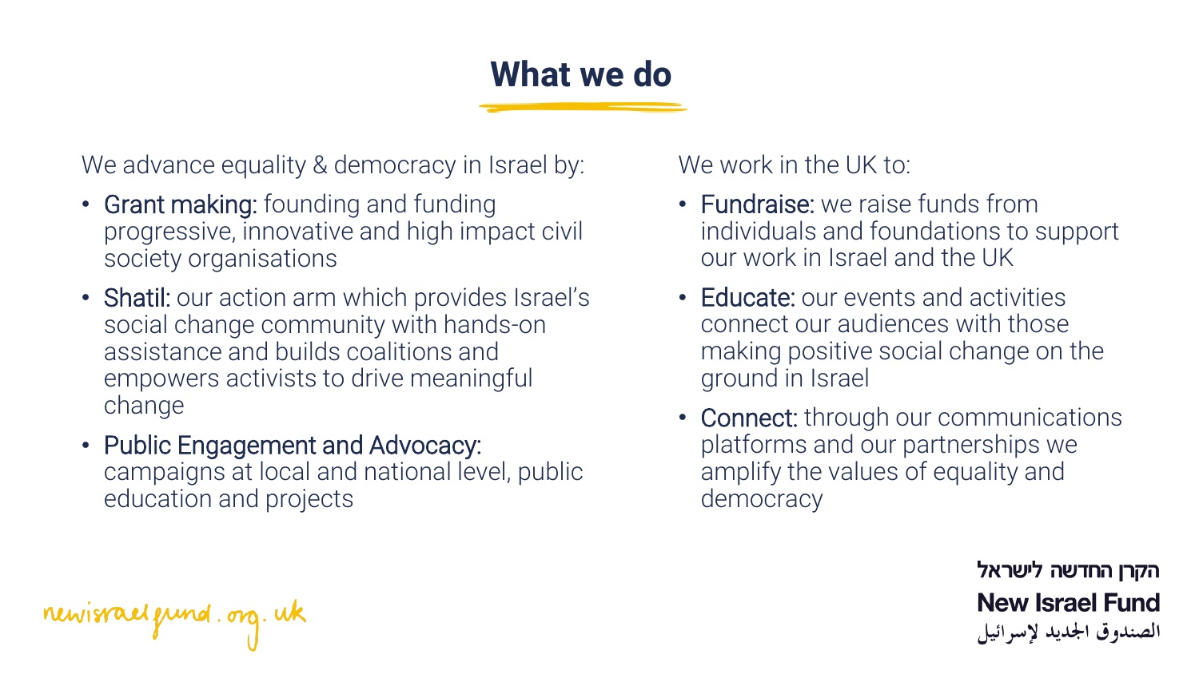# What we do

We advance equality & democracy in Israel by:

- Grant making: founding and funding progressive, innovative and high impact civil society organisations
- Shatil: our action arm which provides Israel's social change community with hands-on assistance and builds coalitions and empowers activists to drive meaningful change
- Public Engagement and Advocacy: campaigns at local and national level, public education and projects

We work in the UK to:

- Fundraise: we raise funds from individuals and foundations to support our work in Israel and the UK
- Educate: our events and activities connect our audiences with those making positive social change on the ground in Israel
- Connect: through our communications platforms and our partnerships we amplify the values of equality and democracy

newisraelfund.org.uk

הקרן החדשה לישראל
New Israel Fund
الصندوق الجديد لإسرائيل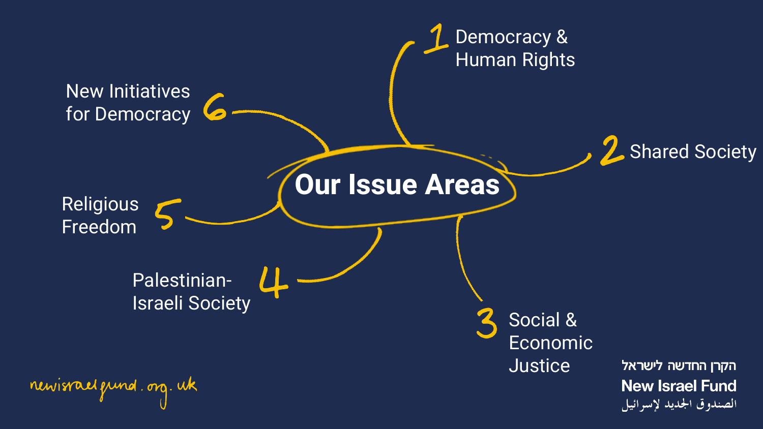# Our Issue Areas

1. Democracy & Human Rights
2. Shared Society
3. Social & Economic Justice
4. Palestinian-Israeli Society
5. Religious Freedom
6. New Initiatives for Democracy

newisraelfund.org.uk

הקרן החדשה לישראל
**New Israel Fund**
الصندوق الجديد لإسرائيل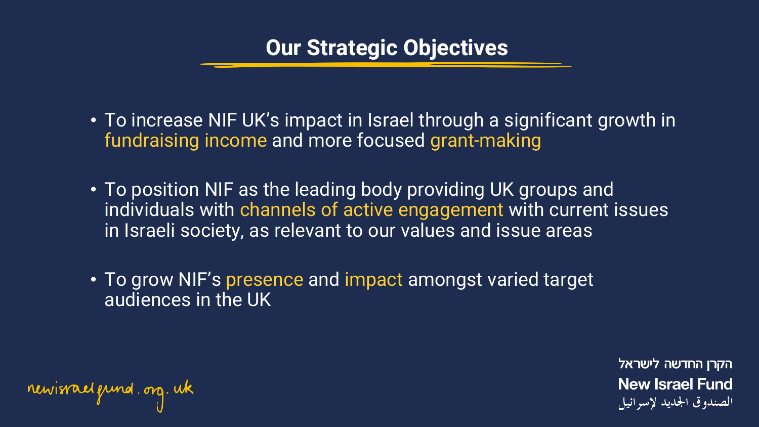# Our Strategic Objectives

- To increase NIF UK's impact in Israel through a significant growth in fundraising income and more focused grant-making
- To position NIF as the leading body providing UK groups and individuals with channels of active engagement with current issues in Israeli society, as relevant to our values and issue areas
- To grow NIF's presence and impact amongst varied target audiences in the UK

newisraelfund.org.uk

הקרן החדשה לישראל
New Israel Fund
الصندوق الجديد لإسرائيل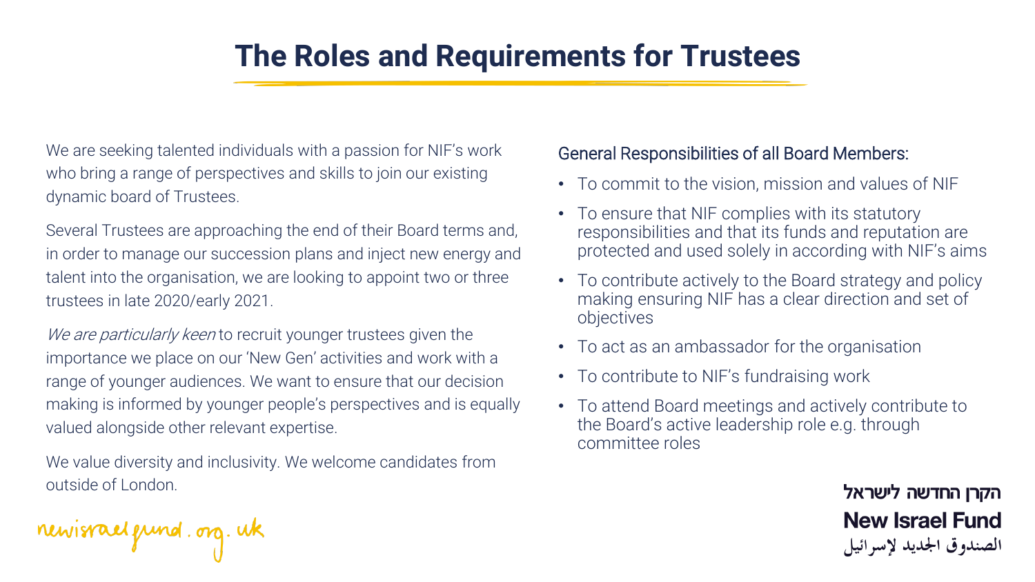# The Roles and Requirements for Trustees

We are seeking talented individuals with a passion for NIF's work who bring a range of perspectives and skills to join our existing dynamic board of Trustees.

Several Trustees are approaching the end of their Board terms and, in order to manage our succession plans and inject new energy and talent into the organisation, we are looking to appoint two or three trustees in late 2020/early 2021.

*We are particularly keen* to recruit younger trustees given the importance we place on our 'New Gen' activities and work with a range of younger audiences. We want to ensure that our decision making is informed by younger people's perspectives and is equally valued alongside other relevant expertise.

We value diversity and inclusivity. We welcome candidates from outside of London.

General Responsibilities of all Board Members:

- To commit to the vision, mission and values of NIF
- To ensure that NIF complies with its statutory responsibilities and that its funds and reputation are protected and used solely in according with NIF's aims
- To contribute actively to the Board strategy and policy making ensuring NIF has a clear direction and set of objectives
- To act as an ambassador for the organisation
- To contribute to NIF's fundraising work
- To attend Board meetings and actively contribute to the Board's active leadership role e.g. through committee roles

newisraelfund.org.uk

הקרן החדשה לישראל
New Israel Fund
الصندوق الجديد لإسرائيل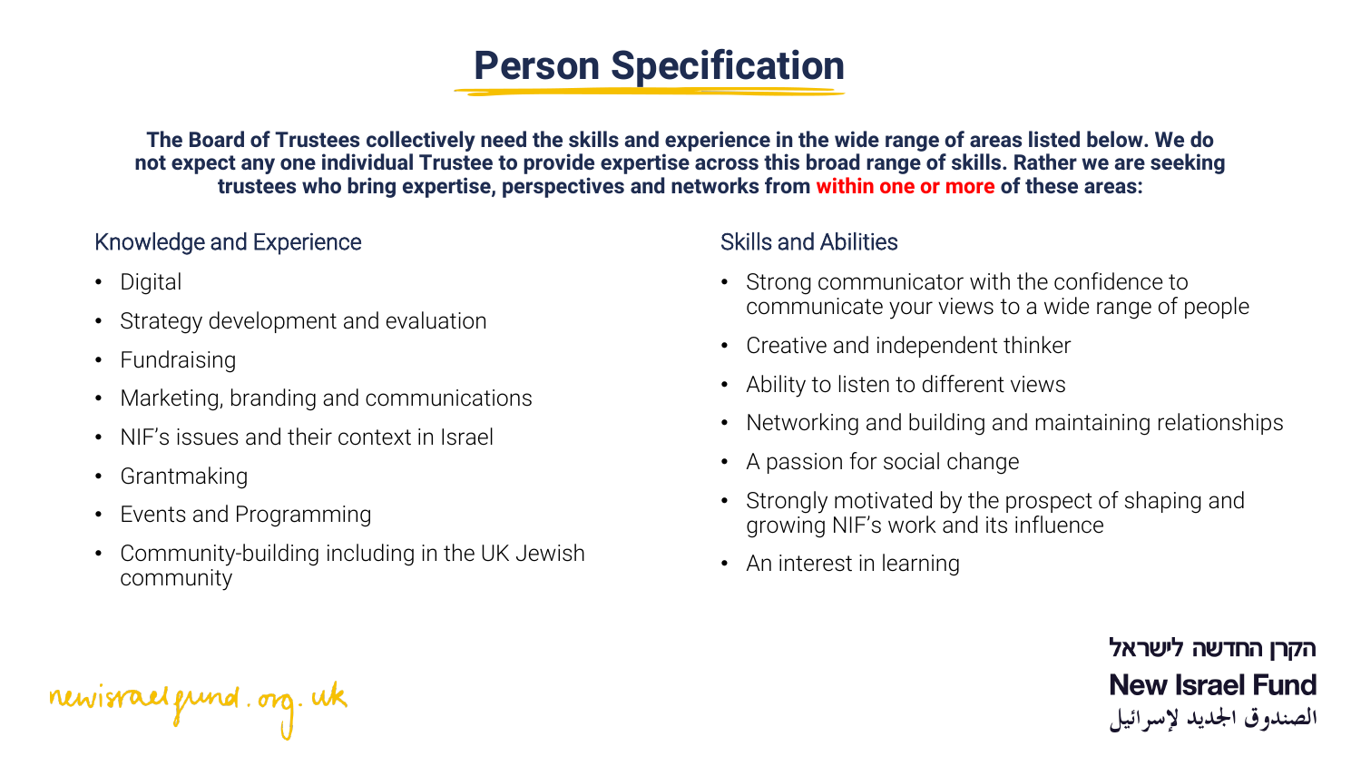# Person Specification

**The Board of Trustees collectively need the skills and experience in the wide range of areas listed below. We do not expect any one individual Trustee to provide expertise across this broad range of skills. Rather we are seeking trustees who bring expertise, perspectives and networks from within one or more of these areas:**

## Knowledge and Experience

- Digital
- Strategy development and evaluation
- Fundraising
- Marketing, branding and communications
- NIF's issues and their context in Israel
- Grantmaking
- Events and Programming
- Community-building including in the UK Jewish community

## Skills and Abilities

- Strong communicator with the confidence to communicate your views to a wide range of people
- Creative and independent thinker
- Ability to listen to different views
- Networking and building and maintaining relationships
- A passion for social change
- Strongly motivated by the prospect of shaping and growing NIF's work and its influence
- An interest in learning

newisraelfund.org.uk

הקרן החדשה לישראל
New Israel Fund
الصندوق الجديد لإسرائيل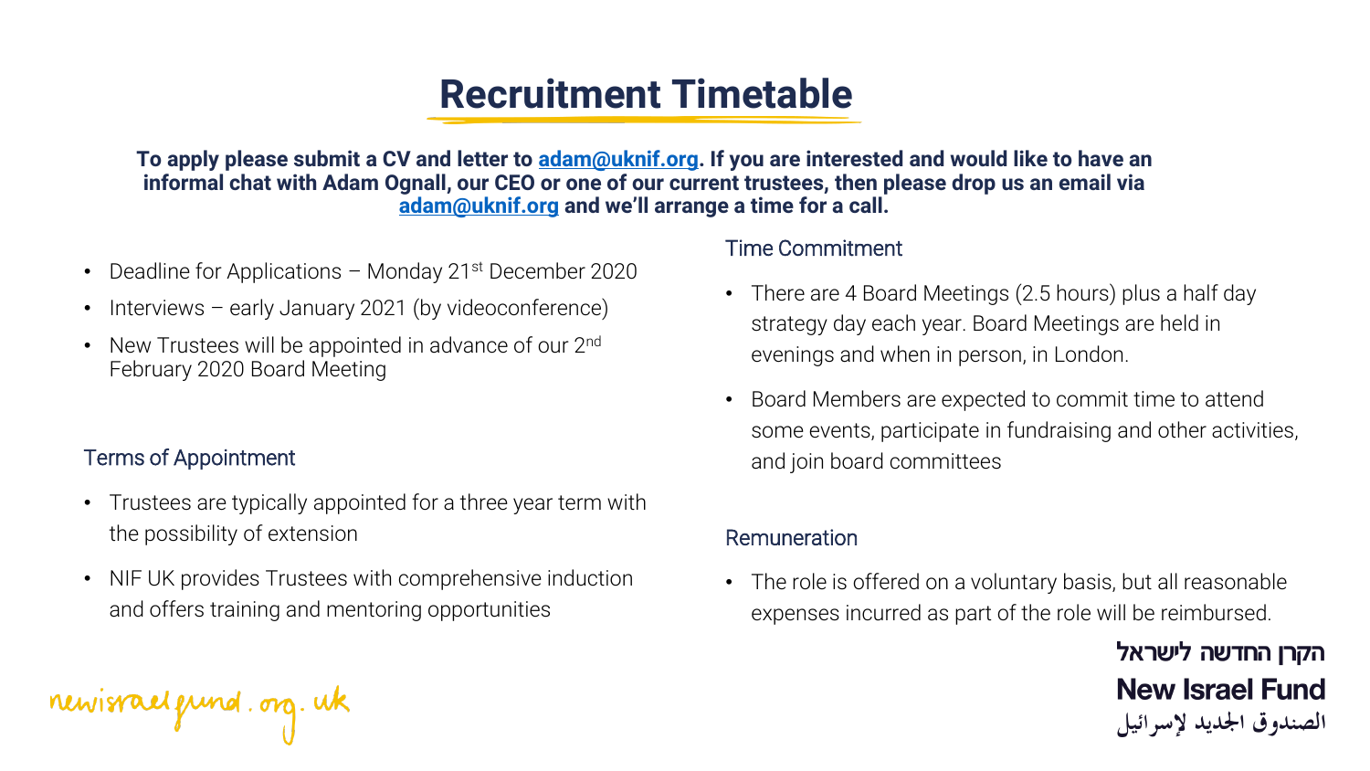# Recruitment Timetable

**To apply please submit a CV and letter to [adam@uknif.org](mailto:adam@uknif.org). If you are interested and would like to have an informal chat with Adam Ognall, our CEO or one of our current trustees, then please drop us an email via [adam@uknif.org](mailto:adam@uknif.org) and we'll arrange a time for a call.**

- Deadline for Applications – Monday 21st December 2020
- Interviews – early January 2021 (by videoconference)
- New Trustees will be appointed in advance of our 2nd February 2020 Board Meeting

## Terms of Appointment

- Trustees are typically appointed for a three year term with the possibility of extension
- NIF UK provides Trustees with comprehensive induction and offers training and mentoring opportunities

## Time Commitment

- There are 4 Board Meetings (2.5 hours) plus a half day strategy day each year. Board Meetings are held in evenings and when in person, in London.
- Board Members are expected to commit time to attend some events, participate in fundraising and other activities, and join board committees

## Remuneration

- The role is offered on a voluntary basis, but all reasonable expenses incurred as part of the role will be reimbursed.

newisraelfund.org.uk

הקרן החדשה לישראל
New Israel Fund
الصندوق الجديد لإسرائيل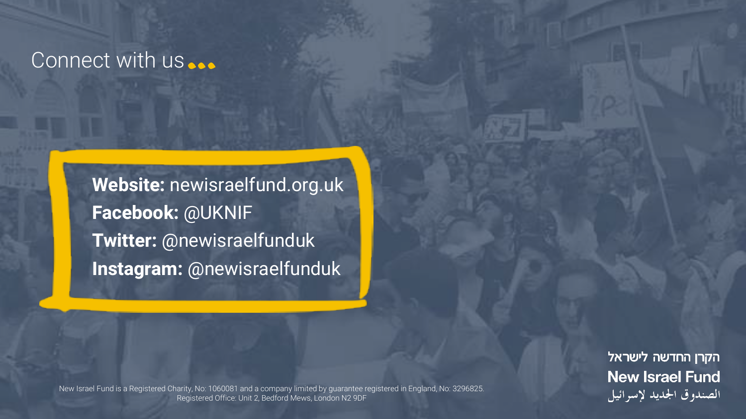# Connect with us...

**Website:** newisraelfund.org.uk
**Facebook:** @UKNIF
**Twitter:** @newisraelfunduk
**Instagram:** @newisraelfunduk

הקרן החדשה לישראל
**New Israel Fund**
الصندوق الجديد لإسرائيل

New Israel Fund is a Registered Charity, No: 1060081 and a company limited by guarantee registered in England, No: 3296825.
Registered Office: Unit 2, Bedford Mews, London N2 9DF